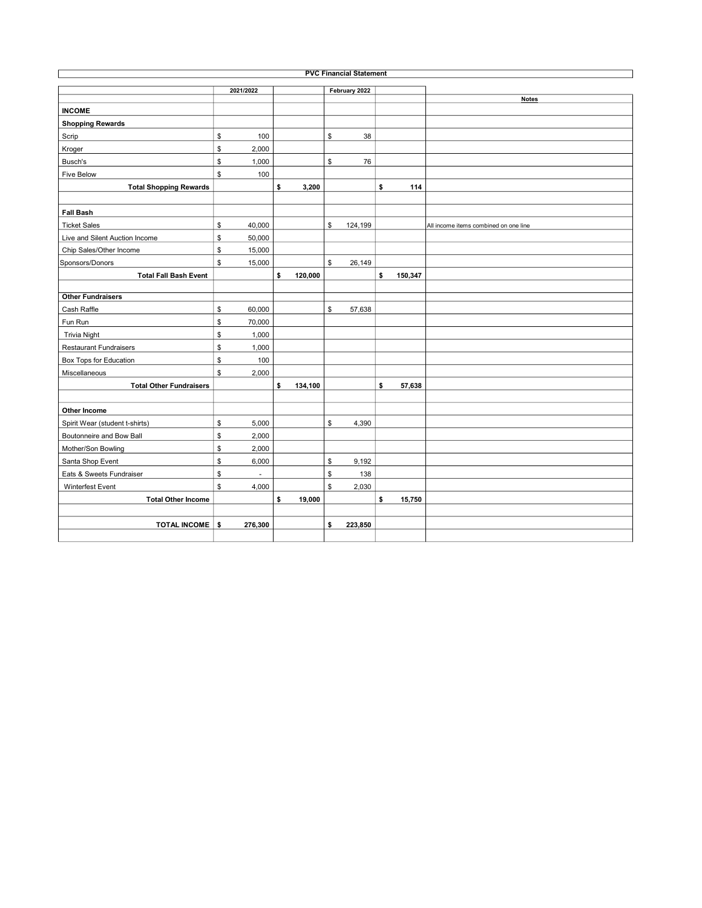**PVC Financial Statement**

| | 2021/2022 | | February 2022 | | Notes |
|---|---|---|---|---|---|
| **INCOME** | | | | | |
| **Shopping Rewards** | | | | | |
| Scrip | $ 100 | | $ 38 | | |
| Kroger | $ 2,000 | | | | |
| Busch's | $ 1,000 | | $ 76 | | |
| Five Below | $ 100 | | | | |
| **Total Shopping Rewards** | | **$ 3,200** | | **$ 114** | |
| | | | | | |
| **Fall Bash** | | | | | |
| Ticket Sales | $ 40,000 | | $ 124,199 | | All income items combined on one line |
| Live and Silent Auction Income | $ 50,000 | | | | |
| Chip Sales/Other Income | $ 15,000 | | | | |
| Sponsors/Donors | $ 15,000 | | $ 26,149 | | |
| **Total Fall Bash Event** | | **$ 120,000** | | **$ 150,347** | |
| | | | | | |
| **Other Fundraisers** | | | | | |
| Cash Raffle | $ 60,000 | | $ 57,638 | | |
| Fun Run | $ 70,000 | | | | |
| Trivia Night | $ 1,000 | | | | |
| Restaurant Fundraisers | $ 1,000 | | | | |
| Box Tops for Education | $ 100 | | | | |
| Miscellaneous | $ 2,000 | | | | |
| **Total Other Fundraisers** | | **$ 134,100** | | **$ 57,638** | |
| | | | | | |
| **Other Income** | | | | | |
| Spirit Wear (student t-shirts) | $ 5,000 | | $ 4,390 | | |
| Boutonneire and Bow Ball | $ 2,000 | | | | |
| Mother/Son Bowling | $ 2,000 | | | | |
| Santa Shop Event | $ 6,000 | | $ 9,192 | | |
| Eats & Sweets Fundraiser | $ - | | $ 138 | | |
| Winterfest Event | $ 4,000 | | $ 2,030 | | |
| **Total Other Income** | | **$ 19,000** | | **$ 15,750** | |
| | | | | | |
| **TOTAL INCOME** | **$ 276,300** | | **$ 223,850** | | |
| | | | | | |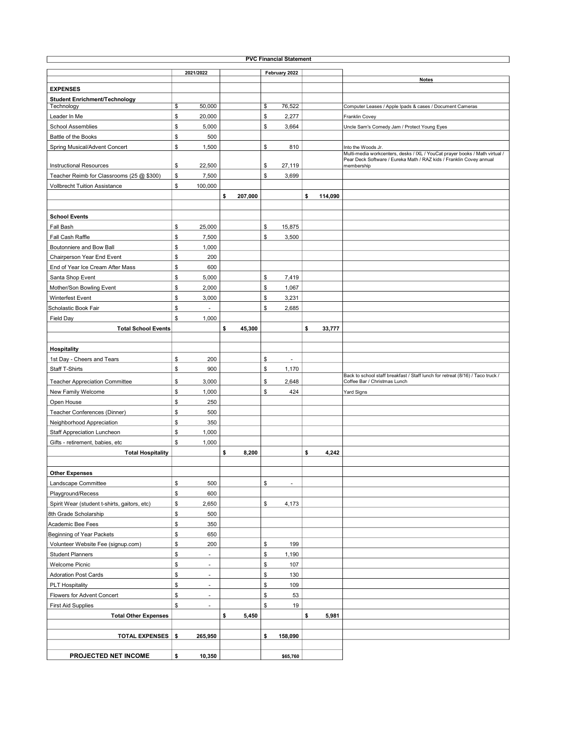**PVC Financial Statement**

| | 2021/2022 | | February 2022 | | Notes |
|---|---|---|---|---|---|
| **EXPENSES** | | | | | |
| **Student Enrichment/Technology** | | | | | |
| Technology | $ 50,000 | | $ 76,522 | | Computer Leases / Apple Ipads & cases / Document Cameras |
| Leader In Me | $ 20,000 | | $ 2,277 | | Franklin Covey |
| School Assemblies | $ 5,000 | | $ 3,664 | | Uncle Sam's Comedy Jam / Protect Young Eyes |
| Battle of the Books | $ 500 | | | | |
| Spring Musical/Advent Concert | $ 1,500 | | $ 810 | | Into the Woods Jr. |
| Instructional Resources | $ 22,500 | | $ 27,119 | | Multi-media workcenters, desks / IXL / YouCat prayer books / Math virtual / Pear Deck Software / Eureka Math / RAZ kids / Franklin Covey annual membership |
| Teacher Reimb for Classrooms (25 @ $300) | $ 7,500 | | $ 3,699 | | |
| Vollbrecht Tuition Assistance | $ 100,000 | | | | |
| | | **$ 207,000** | | **$ 114,090** | |
| | | | | | |
| **School Events** | | | | | |
| Fall Bash | $ 25,000 | | $ 15,875 | | |
| Fall Cash Raffle | $ 7,500 | | $ 3,500 | | |
| Boutonniere and Bow Ball | $ 1,000 | | | | |
| Chairperson Year End Event | $ 200 | | | | |
| End of Year Ice Cream After Mass | $ 600 | | | | |
| Santa Shop Event | $ 5,000 | | $ 7,419 | | |
| Mother/Son Bowling Event | $ 2,000 | | $ 1,067 | | |
| Winterfest Event | $ 3,000 | | $ 3,231 | | |
| Scholastic Book Fair | $ - | | $ 2,685 | | |
| Field Day | $ 1,000 | | | | |
| **Total School Events** | | **$ 45,300** | | **$ 33,777** | |
| | | | | | |
| **Hospitality** | | | | | |
| 1st Day - Cheers and Tears | $ 200 | | $ - | | |
| Staff T-Shirts | $ 900 | | $ 1,170 | | |
| Teacher Appreciation Committee | $ 3,000 | | $ 2,648 | | Back to school staff breakfast / Staff lunch for retreat (8/16) / Taco truck / Coffee Bar / Christmas Lunch |
| New Family Welcome | $ 1,000 | | $ 424 | | Yard Signs |
| Open House | $ 250 | | | | |
| Teacher Conferences (Dinner) | $ 500 | | | | |
| Neighborhood Appreciation | $ 350 | | | | |
| Staff Appreciation Luncheon | $ 1,000 | | | | |
| Gifts - retirement, babies, etc | $ 1,000 | | | | |
| **Total Hospitality** | | **$ 8,200** | | **$ 4,242** | |
| | | | | | |
| **Other Expenses** | | | | | |
| Landscape Committee | $ 500 | | $ - | | |
| Playground/Recess | $ 600 | | | | |
| Spirit Wear (student t-shirts, gaitors, etc) | $ 2,650 | | $ 4,173 | | |
| 8th Grade Scholarship | $ 500 | | | | |
| Academic Bee Fees | $ 350 | | | | |
| Beginning of Year Packets | $ 650 | | | | |
| Volunteer Website Fee (signup.com) | $ 200 | | $ 199 | | |
| Student Planners | $ - | | $ 1,190 | | |
| Welcome Picnic | $ - | | $ 107 | | |
| Adoration Post Cards | $ - | | $ 130 | | |
| PLT Hospitality | $ - | | $ 109 | | |
| Flowers for Advent Concert | $ - | | $ 53 | | |
| First Aid Supplies | $ - | | $ 19 | | |
| **Total Other Expenses** | | **$ 5,450** | | **$ 5,981** | |
| | | | | | |
| **TOTAL EXPENSES** | **$ 265,950** | | **$ 158,090** | | |
| | | | | | |
| **PROJECTED NET INCOME** | **$ 10,350** | | **$65,760** | | |